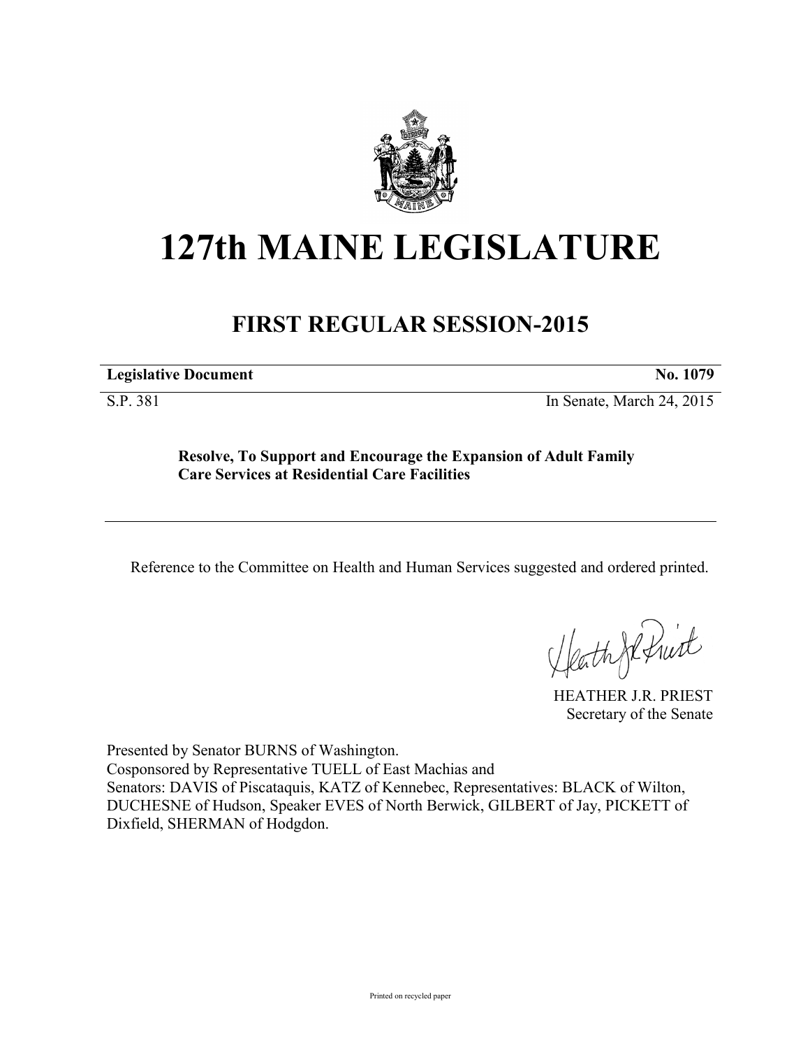# 127th MAINE LEGISLATURE

## FIRST REGULAR SESSION-2015

**Legislative Document** **No. 1079**

S.P. 381 In Senate, March 24, 2015

**Resolve, To Support and Encourage the Expansion of Adult Family Care Services at Residential Care Facilities**

Reference to the Committee on Health and Human Services suggested and ordered printed.

HEATHER J.R. PRIEST
Secretary of the Senate

Presented by Senator BURNS of Washington.
Cosponsored by Representative TUELL of East Machias and
Senators: DAVIS of Piscataquis, KATZ of Kennebec, Representatives: BLACK of Wilton, DUCHESNE of Hudson, Speaker EVES of North Berwick, GILBERT of Jay, PICKETT of Dixfield, SHERMAN of Hodgdon.

Printed on recycled paper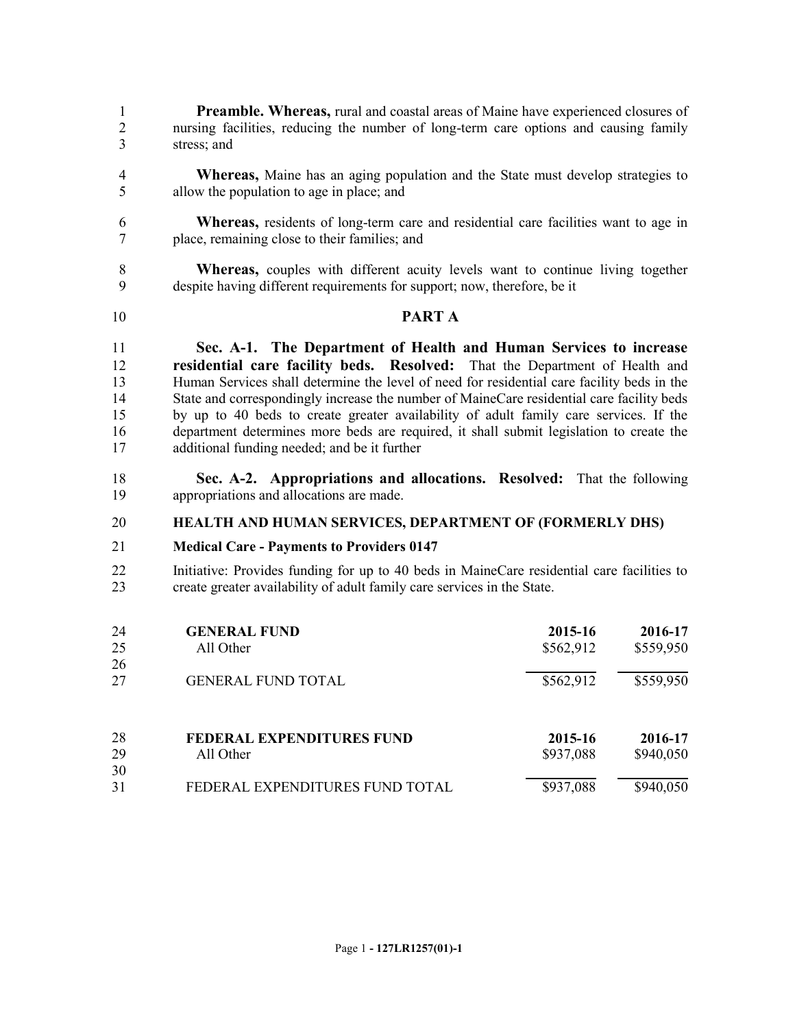**Preamble. Whereas,** rural and coastal areas of Maine have experienced closures of nursing facilities, reducing the number of long-term care options and causing family stress; and

**Whereas,** Maine has an aging population and the State must develop strategies to allow the population to age in place; and

**Whereas,** residents of long-term care and residential care facilities want to age in place, remaining close to their families; and

**Whereas,** couples with different acuity levels want to continue living together despite having different requirements for support; now, therefore, be it

## PART A

**Sec. A-1. The Department of Health and Human Services to increase residential care facility beds. Resolved:** That the Department of Health and Human Services shall determine the level of need for residential care facility beds in the State and correspondingly increase the number of MaineCare residential care facility beds by up to 40 beds to create greater availability of adult family care services. If the department determines more beds are required, it shall submit legislation to create the additional funding needed; and be it further

**Sec. A-2. Appropriations and allocations. Resolved:** That the following appropriations and allocations are made.

**HEALTH AND HUMAN SERVICES, DEPARTMENT OF (FORMERLY DHS)**

**Medical Care - Payments to Providers 0147**

Initiative: Provides funding for up to 40 beds in MaineCare residential care facilities to create greater availability of adult family care services in the State.

| **GENERAL FUND** | **2015-16** | **2016-17** |
|---|---|---|
| All Other | $562,912 | $559,950 |
| GENERAL FUND TOTAL | $562,912 | $559,950 |

| **FEDERAL EXPENDITURES FUND** | **2015-16** | **2016-17** |
|---|---|---|
| All Other | $937,088 | $940,050 |
| FEDERAL EXPENDITURES FUND TOTAL | $937,088 | $940,050 |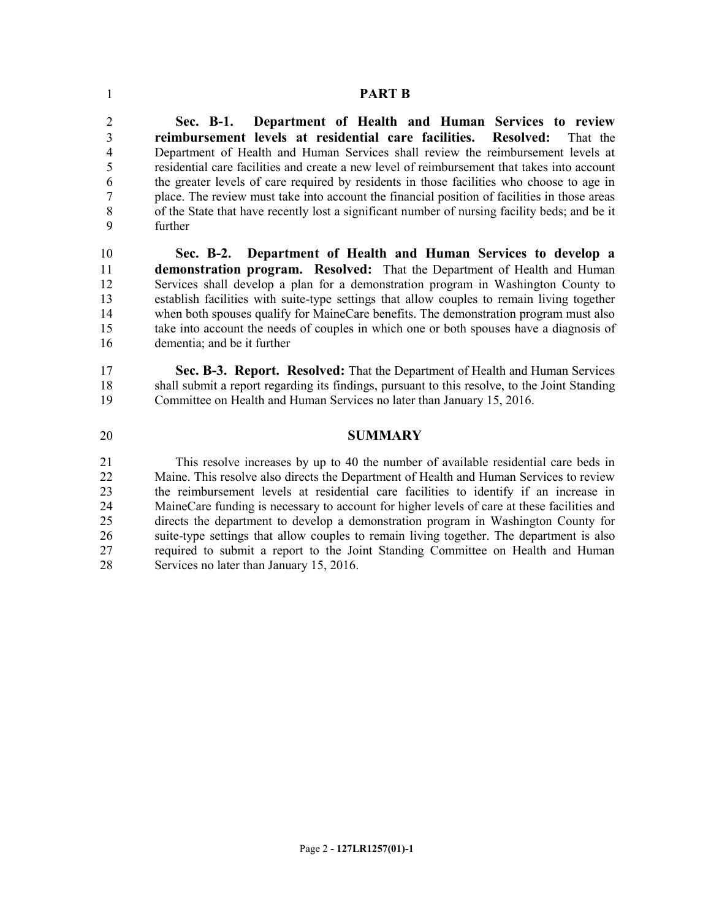## PART B

**Sec. B-1. Department of Health and Human Services to review reimbursement levels at residential care facilities. Resolved:** That the Department of Health and Human Services shall review the reimbursement levels at residential care facilities and create a new level of reimbursement that takes into account the greater levels of care required by residents in those facilities who choose to age in place. The review must take into account the financial position of facilities in those areas of the State that have recently lost a significant number of nursing facility beds; and be it further

**Sec. B-2. Department of Health and Human Services to develop a demonstration program. Resolved:** That the Department of Health and Human Services shall develop a plan for a demonstration program in Washington County to establish facilities with suite-type settings that allow couples to remain living together when both spouses qualify for MaineCare benefits. The demonstration program must also take into account the needs of couples in which one or both spouses have a diagnosis of dementia; and be it further

**Sec. B-3. Report. Resolved:** That the Department of Health and Human Services shall submit a report regarding its findings, pursuant to this resolve, to the Joint Standing Committee on Health and Human Services no later than January 15, 2016.

## SUMMARY

This resolve increases by up to 40 the number of available residential care beds in Maine. This resolve also directs the Department of Health and Human Services to review the reimbursement levels at residential care facilities to identify if an increase in MaineCare funding is necessary to account for higher levels of care at these facilities and directs the department to develop a demonstration program in Washington County for suite-type settings that allow couples to remain living together. The department is also required to submit a report to the Joint Standing Committee on Health and Human Services no later than January 15, 2016.